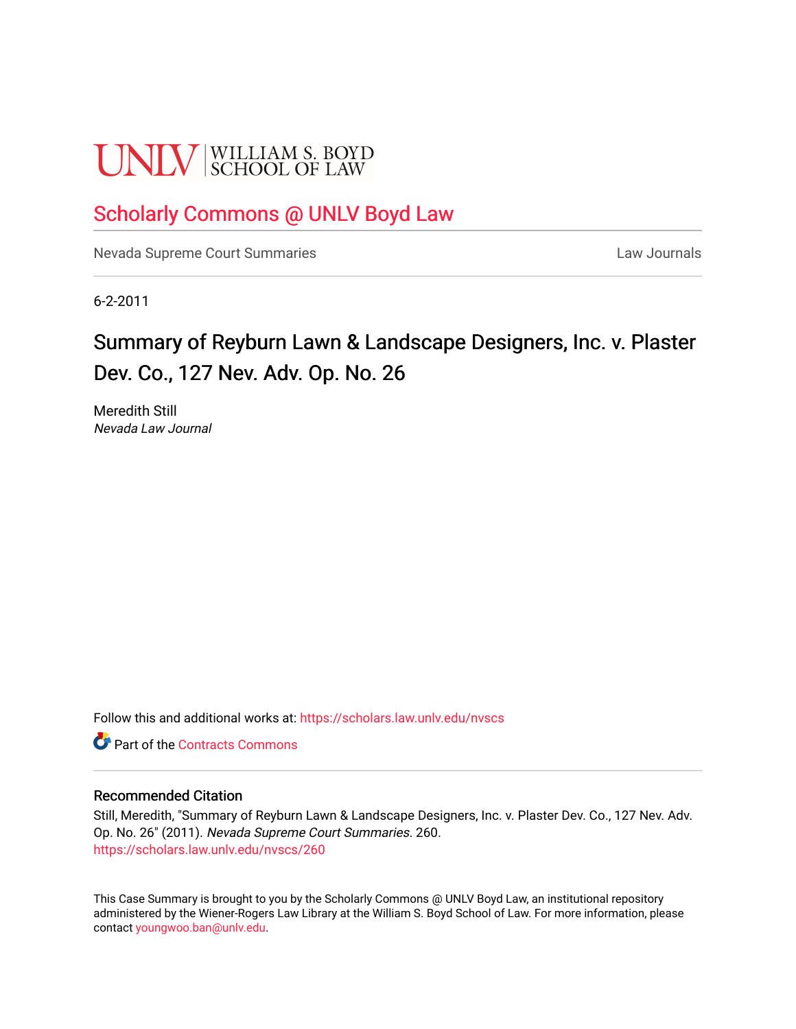UNLV | WILLIAM S. BOYD SCHOOL OF LAW

## Scholarly Commons @ UNLV Boyd Law

Nevada Supreme Court Summaries

Law Journals

6-2-2011

# Summary of Reyburn Lawn & Landscape Designers, Inc. v. Plaster Dev. Co., 127 Nev. Adv. Op. No. 26

Meredith Still
*Nevada Law Journal*

Follow this and additional works at: https://scholars.law.unlv.edu/nvscs

Part of the Contracts Commons

### Recommended Citation

Still, Meredith, "Summary of Reyburn Lawn & Landscape Designers, Inc. v. Plaster Dev. Co., 127 Nev. Adv. Op. No. 26" (2011). *Nevada Supreme Court Summaries*. 260.
https://scholars.law.unlv.edu/nvscs/260

This Case Summary is brought to you by the Scholarly Commons @ UNLV Boyd Law, an institutional repository administered by the Wiener-Rogers Law Library at the William S. Boyd School of Law. For more information, please contact youngwoo.ban@unlv.edu.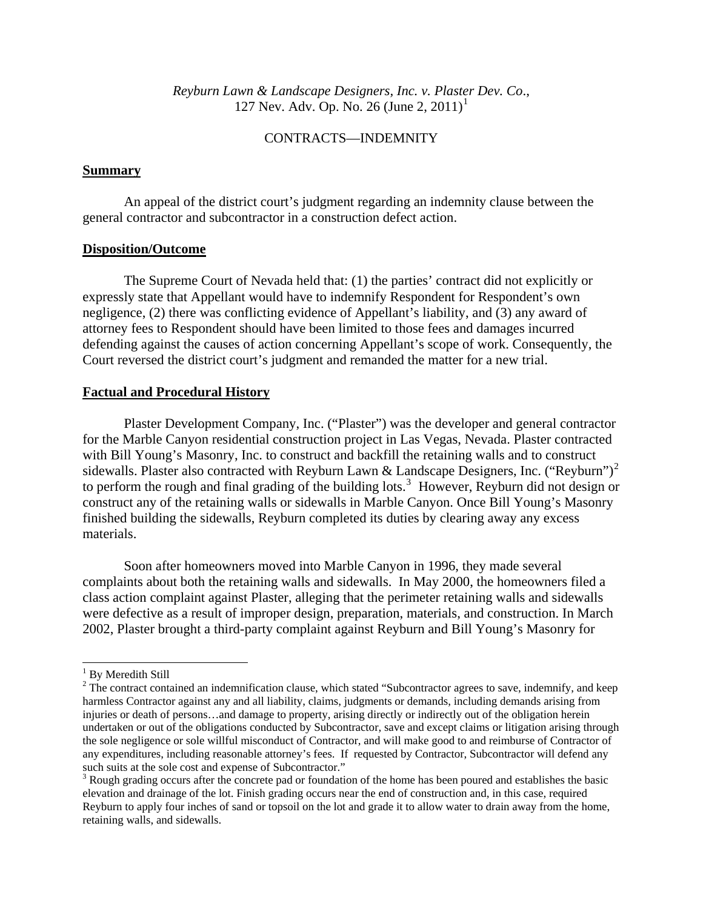*Reyburn Lawn & Landscape Designers, Inc. v. Plaster Dev. Co.*,
127 Nev. Adv. Op. No. 26 (June 2, 2011)[1]

CONTRACTS—INDEMNITY

**Summary**

An appeal of the district court's judgment regarding an indemnity clause between the general contractor and subcontractor in a construction defect action.

**Disposition/Outcome**

The Supreme Court of Nevada held that: (1) the parties' contract did not explicitly or expressly state that Appellant would have to indemnify Respondent for Respondent's own negligence, (2) there was conflicting evidence of Appellant's liability, and (3) any award of attorney fees to Respondent should have been limited to those fees and damages incurred defending against the causes of action concerning Appellant's scope of work. Consequently, the Court reversed the district court's judgment and remanded the matter for a new trial.

**Factual and Procedural History**

Plaster Development Company, Inc. ("Plaster") was the developer and general contractor for the Marble Canyon residential construction project in Las Vegas, Nevada. Plaster contracted with Bill Young's Masonry, Inc. to construct and backfill the retaining walls and to construct sidewalls. Plaster also contracted with Reyburn Lawn & Landscape Designers, Inc. ("Reyburn")[2] to perform the rough and final grading of the building lots.[3] However, Reyburn did not design or construct any of the retaining walls or sidewalls in Marble Canyon. Once Bill Young's Masonry finished building the sidewalls, Reyburn completed its duties by clearing away any excess materials.

Soon after homeowners moved into Marble Canyon in 1996, they made several complaints about both the retaining walls and sidewalls. In May 2000, the homeowners filed a class action complaint against Plaster, alleging that the perimeter retaining walls and sidewalls were defective as a result of improper design, preparation, materials, and construction. In March 2002, Plaster brought a third-party complaint against Reyburn and Bill Young's Masonry for

---

[1] By Meredith Still

[2] The contract contained an indemnification clause, which stated "Subcontractor agrees to save, indemnify, and keep harmless Contractor against any and all liability, claims, judgments or demands, including demands arising from injuries or death of persons…and damage to property, arising directly or indirectly out of the obligation herein undertaken or out of the obligations conducted by Subcontractor, save and except claims or litigation arising through the sole negligence or sole willful misconduct of Contractor, and will make good to and reimburse of Contractor of any expenditures, including reasonable attorney's fees. If requested by Contractor, Subcontractor will defend any such suits at the sole cost and expense of Subcontractor."

[3] Rough grading occurs after the concrete pad or foundation of the home has been poured and establishes the basic elevation and drainage of the lot. Finish grading occurs near the end of construction and, in this case, required Reyburn to apply four inches of sand or topsoil on the lot and grade it to allow water to drain away from the home, retaining walls, and sidewalls.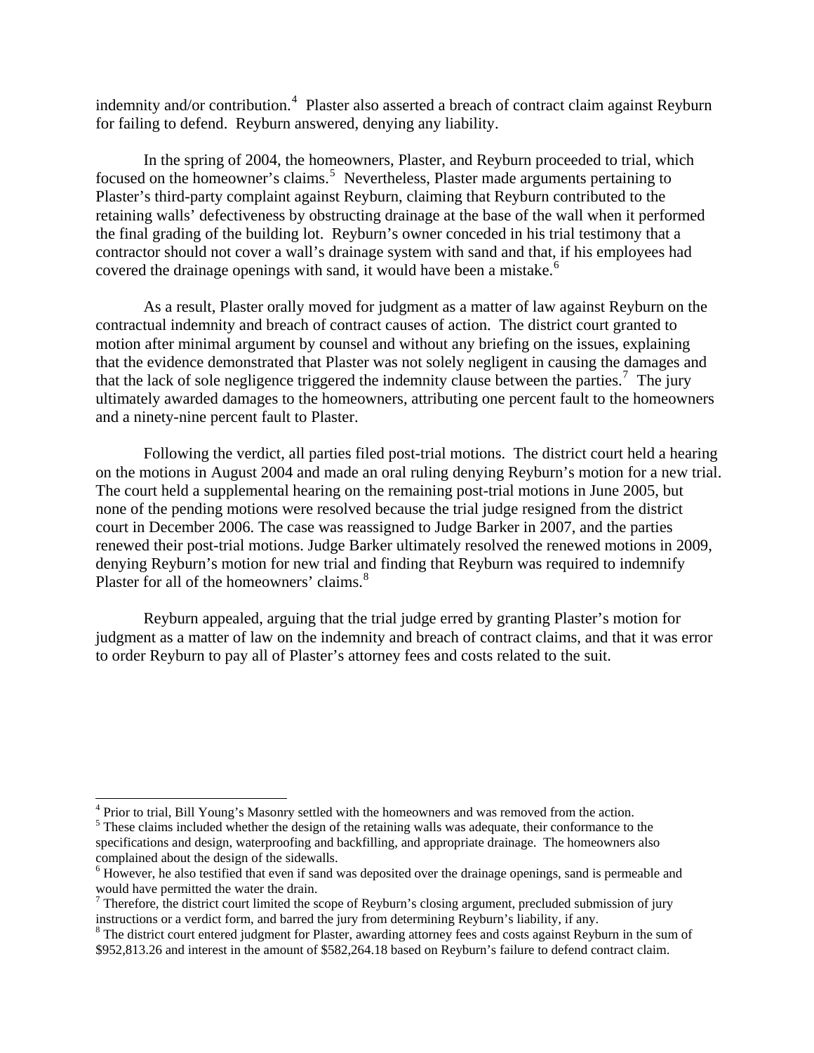indemnity and/or contribution.[4] Plaster also asserted a breach of contract claim against Reyburn for failing to defend. Reyburn answered, denying any liability.

In the spring of 2004, the homeowners, Plaster, and Reyburn proceeded to trial, which focused on the homeowner's claims.[5] Nevertheless, Plaster made arguments pertaining to Plaster's third-party complaint against Reyburn, claiming that Reyburn contributed to the retaining walls' defectiveness by obstructing drainage at the base of the wall when it performed the final grading of the building lot. Reyburn's owner conceded in his trial testimony that a contractor should not cover a wall's drainage system with sand and that, if his employees had covered the drainage openings with sand, it would have been a mistake.[6]

As a result, Plaster orally moved for judgment as a matter of law against Reyburn on the contractual indemnity and breach of contract causes of action. The district court granted to motion after minimal argument by counsel and without any briefing on the issues, explaining that the evidence demonstrated that Plaster was not solely negligent in causing the damages and that the lack of sole negligence triggered the indemnity clause between the parties.[7] The jury ultimately awarded damages to the homeowners, attributing one percent fault to the homeowners and a ninety-nine percent fault to Plaster.

Following the verdict, all parties filed post-trial motions. The district court held a hearing on the motions in August 2004 and made an oral ruling denying Reyburn's motion for a new trial. The court held a supplemental hearing on the remaining post-trial motions in June 2005, but none of the pending motions were resolved because the trial judge resigned from the district court in December 2006. The case was reassigned to Judge Barker in 2007, and the parties renewed their post-trial motions. Judge Barker ultimately resolved the renewed motions in 2009, denying Reyburn's motion for new trial and finding that Reyburn was required to indemnify Plaster for all of the homeowners' claims.[8]

Reyburn appealed, arguing that the trial judge erred by granting Plaster's motion for judgment as a matter of law on the indemnity and breach of contract claims, and that it was error to order Reyburn to pay all of Plaster's attorney fees and costs related to the suit.

---

[4] Prior to trial, Bill Young's Masonry settled with the homeowners and was removed from the action.

[5] These claims included whether the design of the retaining walls was adequate, their conformance to the specifications and design, waterproofing and backfilling, and appropriate drainage. The homeowners also complained about the design of the sidewalls.

[6] However, he also testified that even if sand was deposited over the drainage openings, sand is permeable and would have permitted the water the drain.

[7] Therefore, the district court limited the scope of Reyburn's closing argument, precluded submission of jury instructions or a verdict form, and barred the jury from determining Reyburn's liability, if any.

[8] The district court entered judgment for Plaster, awarding attorney fees and costs against Reyburn in the sum of $952,813.26 and interest in the amount of $582,264.18 based on Reyburn's failure to defend contract claim.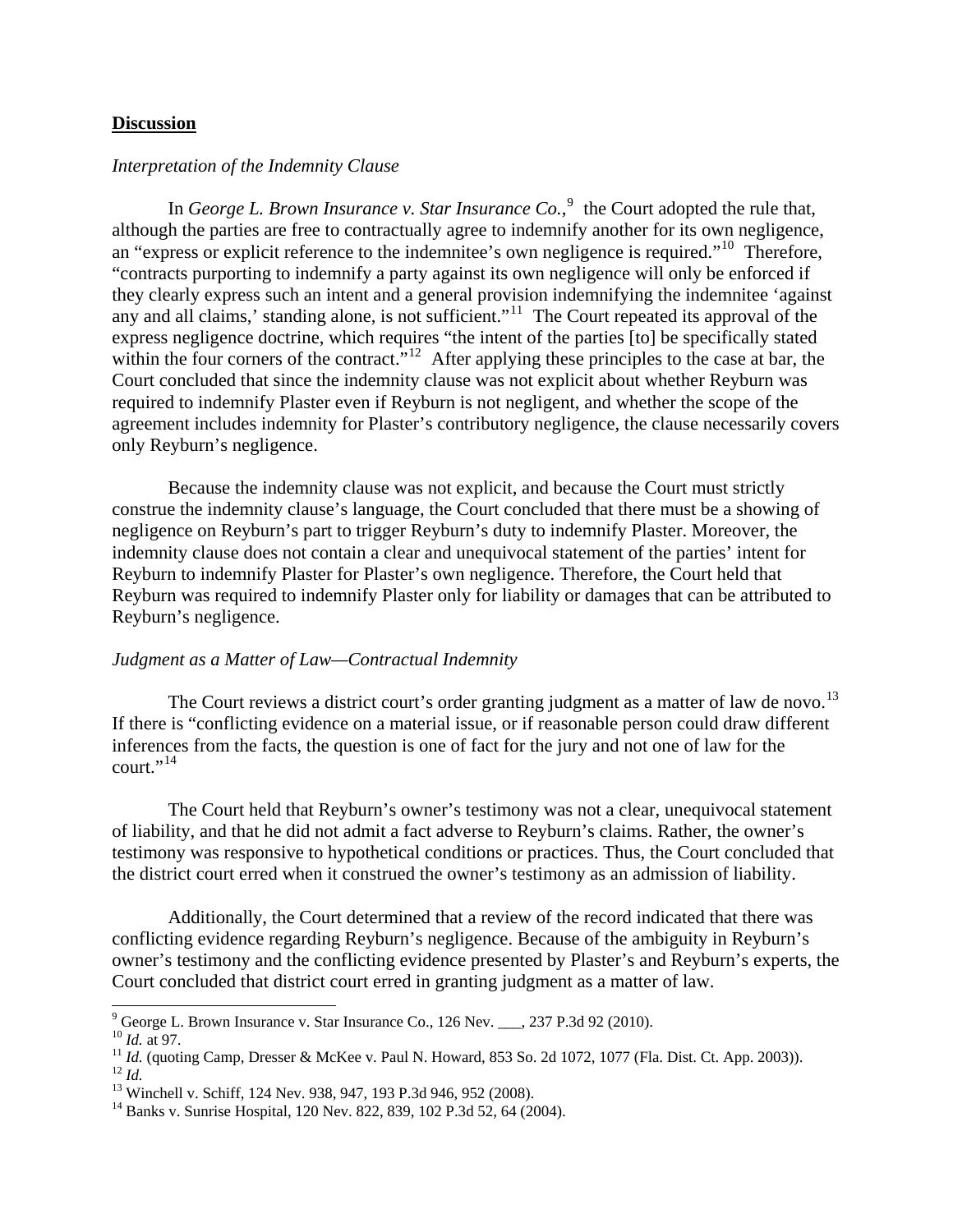## **Discussion**

*Interpretation of the Indemnity Clause*

In *George L. Brown Insurance v. Star Insurance Co.*,[9] the Court adopted the rule that, although the parties are free to contractually agree to indemnify another for its own negligence, an "express or explicit reference to the indemnitee's own negligence is required."[10] Therefore, "contracts purporting to indemnify a party against its own negligence will only be enforced if they clearly express such an intent and a general provision indemnifying the indemnitee 'against any and all claims,' standing alone, is not sufficient."[11] The Court repeated its approval of the express negligence doctrine, which requires "the intent of the parties [to] be specifically stated within the four corners of the contract."[12] After applying these principles to the case at bar, the Court concluded that since the indemnity clause was not explicit about whether Reyburn was required to indemnify Plaster even if Reyburn is not negligent, and whether the scope of the agreement includes indemnity for Plaster's contributory negligence, the clause necessarily covers only Reyburn's negligence.

Because the indemnity clause was not explicit, and because the Court must strictly construe the indemnity clause's language, the Court concluded that there must be a showing of negligence on Reyburn's part to trigger Reyburn's duty to indemnify Plaster. Moreover, the indemnity clause does not contain a clear and unequivocal statement of the parties' intent for Reyburn to indemnify Plaster for Plaster's own negligence. Therefore, the Court held that Reyburn was required to indemnify Plaster only for liability or damages that can be attributed to Reyburn's negligence.

*Judgment as a Matter of Law—Contractual Indemnity*

The Court reviews a district court's order granting judgment as a matter of law de novo.[13] If there is "conflicting evidence on a material issue, or if reasonable person could draw different inferences from the facts, the question is one of fact for the jury and not one of law for the court."[14]

The Court held that Reyburn's owner's testimony was not a clear, unequivocal statement of liability, and that he did not admit a fact adverse to Reyburn's claims. Rather, the owner's testimony was responsive to hypothetical conditions or practices. Thus, the Court concluded that the district court erred when it construed the owner's testimony as an admission of liability.

Additionally, the Court determined that a review of the record indicated that there was conflicting evidence regarding Reyburn's negligence. Because of the ambiguity in Reyburn's owner's testimony and the conflicting evidence presented by Plaster's and Reyburn's experts, the Court concluded that district court erred in granting judgment as a matter of law.

---

[9] George L. Brown Insurance v. Star Insurance Co., 126 Nev. ___, 237 P.3d 92 (2010).
[10] *Id.* at 97.
[11] *Id.* (quoting Camp, Dresser & McKee v. Paul N. Howard, 853 So. 2d 1072, 1077 (Fla. Dist. Ct. App. 2003)).
[12] *Id.*
[13] Winchell v. Schiff, 124 Nev. 938, 947, 193 P.3d 946, 952 (2008).
[14] Banks v. Sunrise Hospital, 120 Nev. 822, 839, 102 P.3d 52, 64 (2004).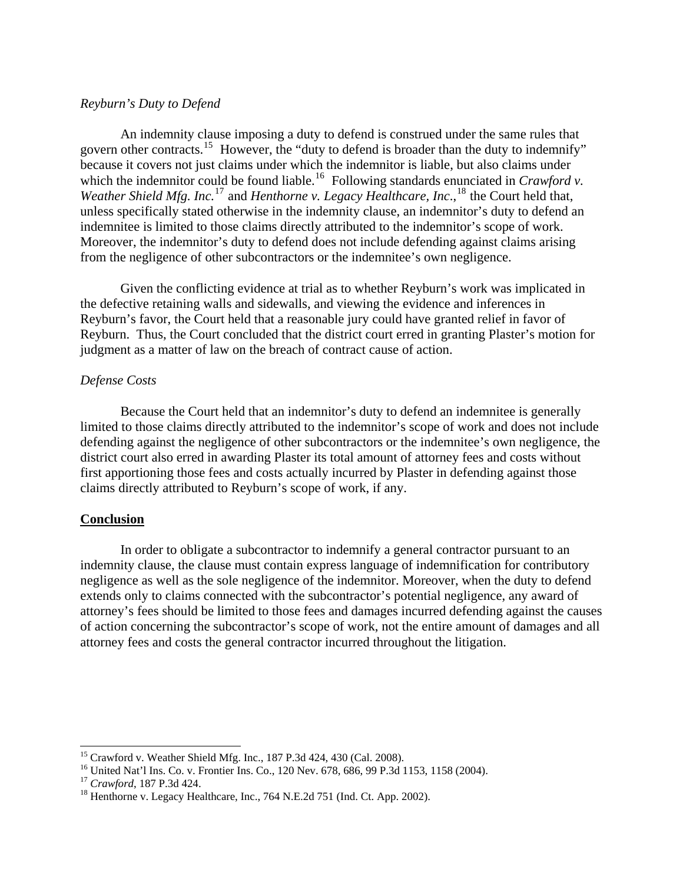*Reyburn's Duty to Defend*

An indemnity clause imposing a duty to defend is construed under the same rules that govern other contracts.[15] However, the "duty to defend is broader than the duty to indemnify" because it covers not just claims under which the indemnitor is liable, but also claims under which the indemnitor could be found liable.[16] Following standards enunciated in *Crawford v. Weather Shield Mfg. Inc.*[17] and *Henthorne v. Legacy Healthcare, Inc.*,[18] the Court held that, unless specifically stated otherwise in the indemnity clause, an indemnitor's duty to defend an indemnitee is limited to those claims directly attributed to the indemnitor's scope of work. Moreover, the indemnitor's duty to defend does not include defending against claims arising from the negligence of other subcontractors or the indemnitee's own negligence.

Given the conflicting evidence at trial as to whether Reyburn's work was implicated in the defective retaining walls and sidewalls, and viewing the evidence and inferences in Reyburn's favor, the Court held that a reasonable jury could have granted relief in favor of Reyburn. Thus, the Court concluded that the district court erred in granting Plaster's motion for judgment as a matter of law on the breach of contract cause of action.

*Defense Costs*

Because the Court held that an indemnitor's duty to defend an indemnitee is generally limited to those claims directly attributed to the indemnitor's scope of work and does not include defending against the negligence of other subcontractors or the indemnitee's own negligence, the district court also erred in awarding Plaster its total amount of attorney fees and costs without first apportioning those fees and costs actually incurred by Plaster in defending against those claims directly attributed to Reyburn's scope of work, if any.

**Conclusion**

In order to obligate a subcontractor to indemnify a general contractor pursuant to an indemnity clause, the clause must contain express language of indemnification for contributory negligence as well as the sole negligence of the indemnitor. Moreover, when the duty to defend extends only to claims connected with the subcontractor's potential negligence, any award of attorney's fees should be limited to those fees and damages incurred defending against the causes of action concerning the subcontractor's scope of work, not the entire amount of damages and all attorney fees and costs the general contractor incurred throughout the litigation.

---

[15] Crawford v. Weather Shield Mfg. Inc., 187 P.3d 424, 430 (Cal. 2008).

[16] United Nat'l Ins. Co. v. Frontier Ins. Co., 120 Nev. 678, 686, 99 P.3d 1153, 1158 (2004).

[17] *Crawford*, 187 P.3d 424.

[18] Henthorne v. Legacy Healthcare, Inc., 764 N.E.2d 751 (Ind. Ct. App. 2002).